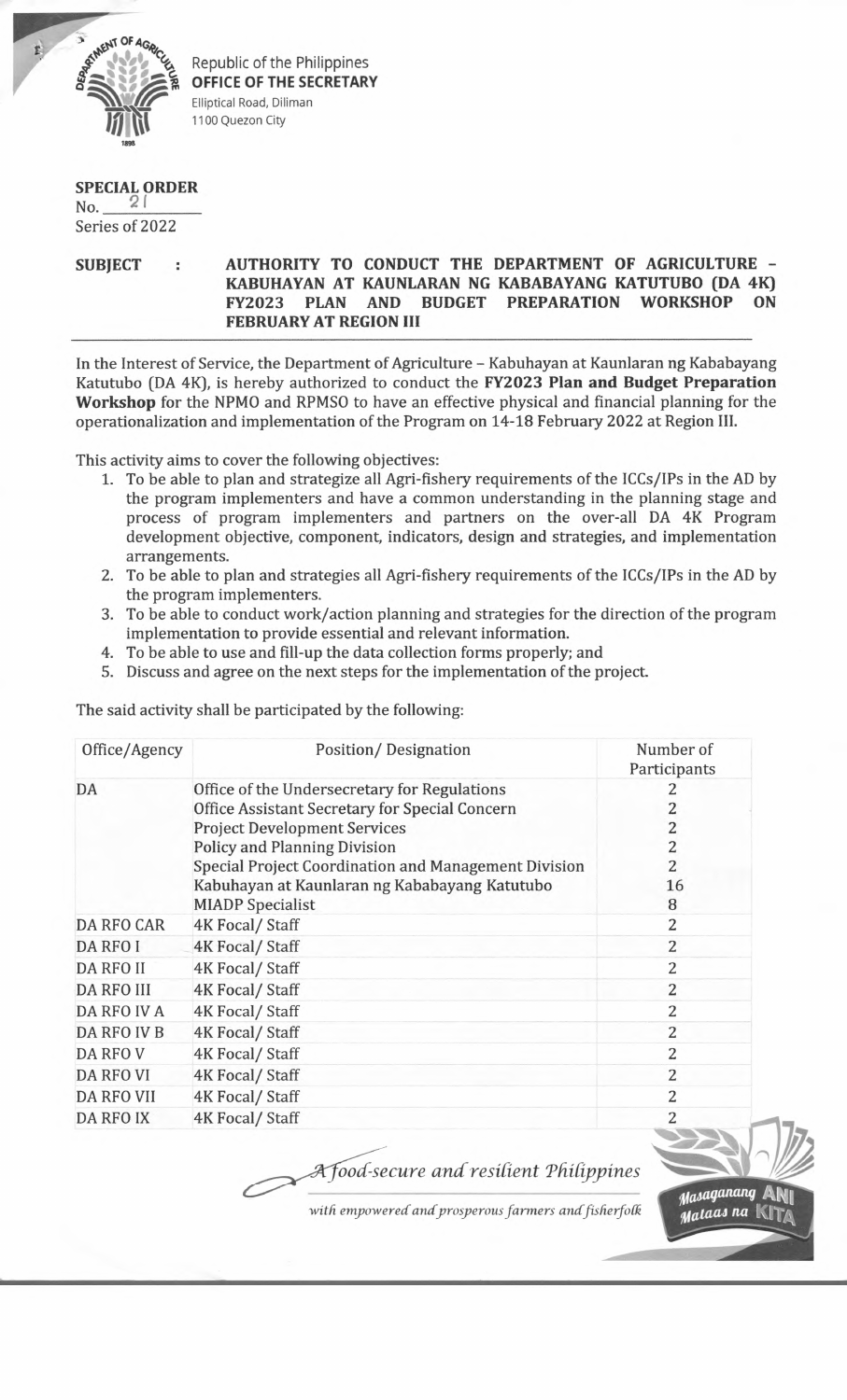Republic of the Philippines
**OFFICE OF THE SECRETARY**
Elliptical Road, Diliman
1100 Quezon City

**SPECIAL ORDER**
No. 21
Series of 2022

**SUBJECT : AUTHORITY TO CONDUCT THE DEPARTMENT OF AGRICULTURE – KABUHAYAN AT KAUNLARAN NG KABABAYANG KATUTUBO (DA 4K) FY2023 PLAN AND BUDGET PREPARATION WORKSHOP ON FEBRUARY AT REGION III**

In the Interest of Service, the Department of Agriculture – Kabuhayan at Kaunlaran ng Kababayang Katutubo (DA 4K), is hereby authorized to conduct the **FY2023 Plan and Budget Preparation Workshop** for the NPMO and RPMSO to have an effective physical and financial planning for the operationalization and implementation of the Program on 14-18 February 2022 at Region III.

This activity aims to cover the following objectives:

1. To be able to plan and strategize all Agri-fishery requirements of the ICCs/IPs in the AD by the program implementers and have a common understanding in the planning stage and process of program implementers and partners on the over-all DA 4K Program development objective, component, indicators, design and strategies, and implementation arrangements.
2. To be able to plan and strategies all Agri-fishery requirements of the ICCs/IPs in the AD by the program implementers.
3. To be able to conduct work/action planning and strategies for the direction of the program implementation to provide essential and relevant information.
4. To be able to use and fill-up the data collection forms properly; and
5. Discuss and agree on the next steps for the implementation of the project.

The said activity shall be participated by the following:

| Office/Agency | Position/ Designation | Number of Participants |
|---|---|---|
| DA | Office of the Undersecretary for Regulations | 2 |
| | Office Assistant Secretary for Special Concern | 2 |
| | Project Development Services | 2 |
| | Policy and Planning Division | 2 |
| | Special Project Coordination and Management Division | 2 |
| | Kabuhayan at Kaunlaran ng Kababayang Katutubo | 16 |
| | MIADP Specialist | 8 |
| DA RFO CAR | 4K Focal/ Staff | 2 |
| DA RFO I | 4K Focal/ Staff | 2 |
| DA RFO II | 4K Focal/ Staff | 2 |
| DA RFO III | 4K Focal/ Staff | 2 |
| DA RFO IV A | 4K Focal/ Staff | 2 |
| DA RFO IV B | 4K Focal/ Staff | 2 |
| DA RFO V | 4K Focal/ Staff | 2 |
| DA RFO VI | 4K Focal/ Staff | 2 |
| DA RFO VII | 4K Focal/ Staff | 2 |
| DA RFO IX | 4K Focal/ Staff | 2 |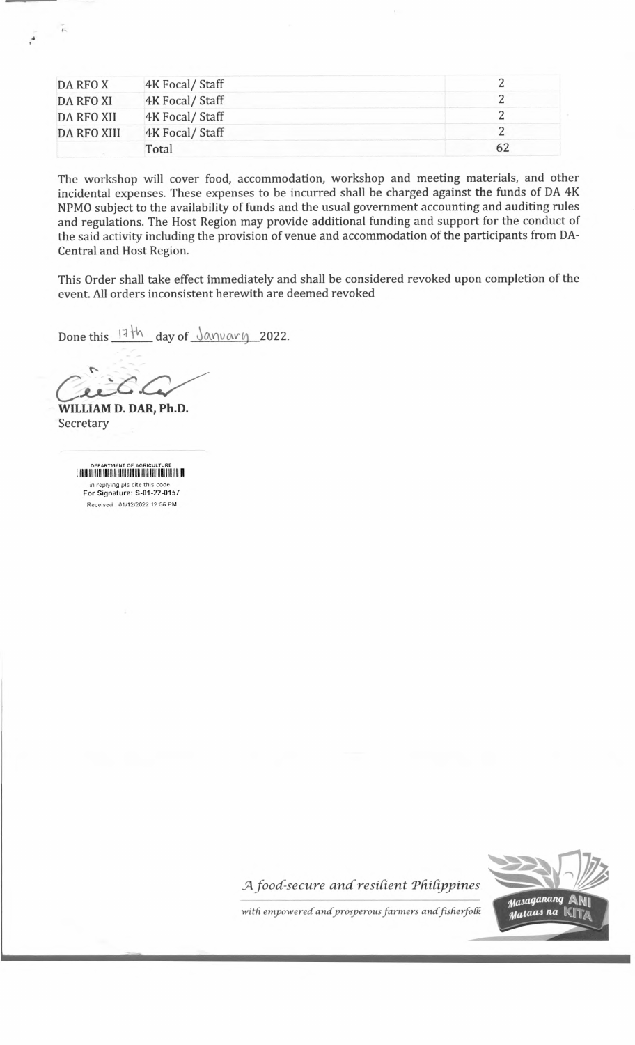| | | |
|---|---|---|
| DA RFO X | 4K Focal/ Staff | 2 |
| DA RFO XI | 4K Focal/ Staff | 2 |
| DA RFO XII | 4K Focal/ Staff | 2 |
| DA RFO XIII | 4K Focal/ Staff | 2 |
| | Total | 62 |

The workshop will cover food, accommodation, workshop and meeting materials, and other incidental expenses. These expenses to be incurred shall be charged against the funds of DA 4K NPMO subject to the availability of funds and the usual government accounting and auditing rules and regulations. The Host Region may provide additional funding and support for the conduct of the said activity including the provision of venue and accommodation of the participants from DA-Central and Host Region.

This Order shall take effect immediately and shall be considered revoked upon completion of the event. All orders inconsistent herewith are deemed revoked

Done this 17th day of January 2022.

**WILLIAM D. DAR, Ph.D.**
Secretary

DEPARTMENT OF AGRICULTURE
in replying pls cite this code
**For Signature: S-01-22-0157**
Received : 01/12/2022 12:56 PM

*A food-secure and resilient Philippines*

*with empowered and prosperous farmers and fisherfolk*

Masaganang ANI Mataas na KITA